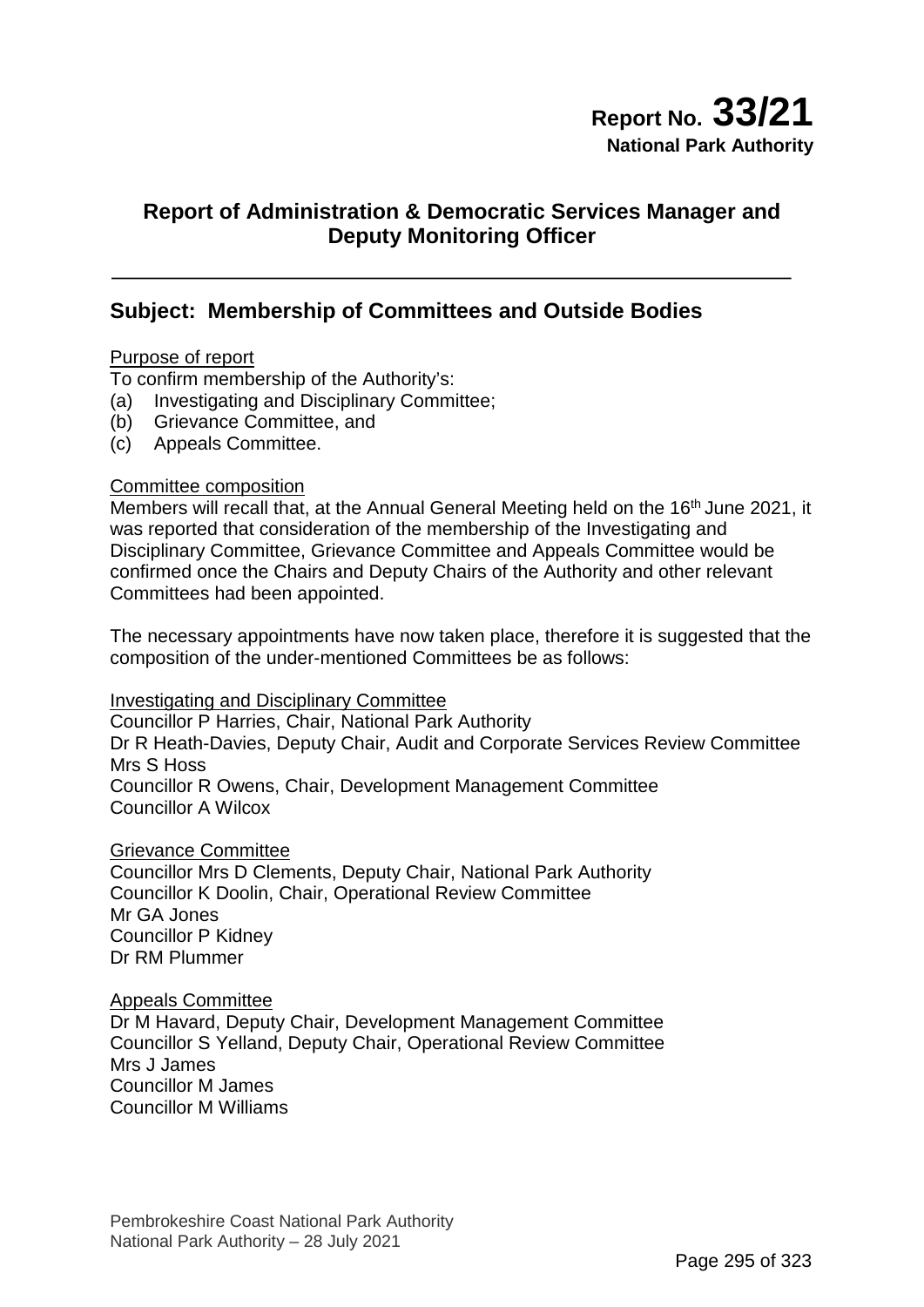**Report No. 33/21**
**National Park Authority**

## Report of Administration & Democratic Services Manager and Deputy Monitoring Officer

## Subject: Membership of Committees and Outside Bodies

Purpose of report

To confirm membership of the Authority's:

(a) Investigating and Disciplinary Committee;
(b) Grievance Committee, and
(c) Appeals Committee.

Committee composition

Members will recall that, at the Annual General Meeting held on the 16th June 2021, it was reported that consideration of the membership of the Investigating and Disciplinary Committee, Grievance Committee and Appeals Committee would be confirmed once the Chairs and Deputy Chairs of the Authority and other relevant Committees had been appointed.

The necessary appointments have now taken place, therefore it is suggested that the composition of the under-mentioned Committees be as follows:

Investigating and Disciplinary Committee

Councillor P Harries, Chair, National Park Authority
Dr R Heath-Davies, Deputy Chair, Audit and Corporate Services Review Committee
Mrs S Hoss
Councillor R Owens, Chair, Development Management Committee
Councillor A Wilcox

Grievance Committee

Councillor Mrs D Clements, Deputy Chair, National Park Authority
Councillor K Doolin, Chair, Operational Review Committee
Mr GA Jones
Councillor P Kidney
Dr RM Plummer

Appeals Committee

Dr M Havard, Deputy Chair, Development Management Committee
Councillor S Yelland, Deputy Chair, Operational Review Committee
Mrs J James
Councillor M James
Councillor M Williams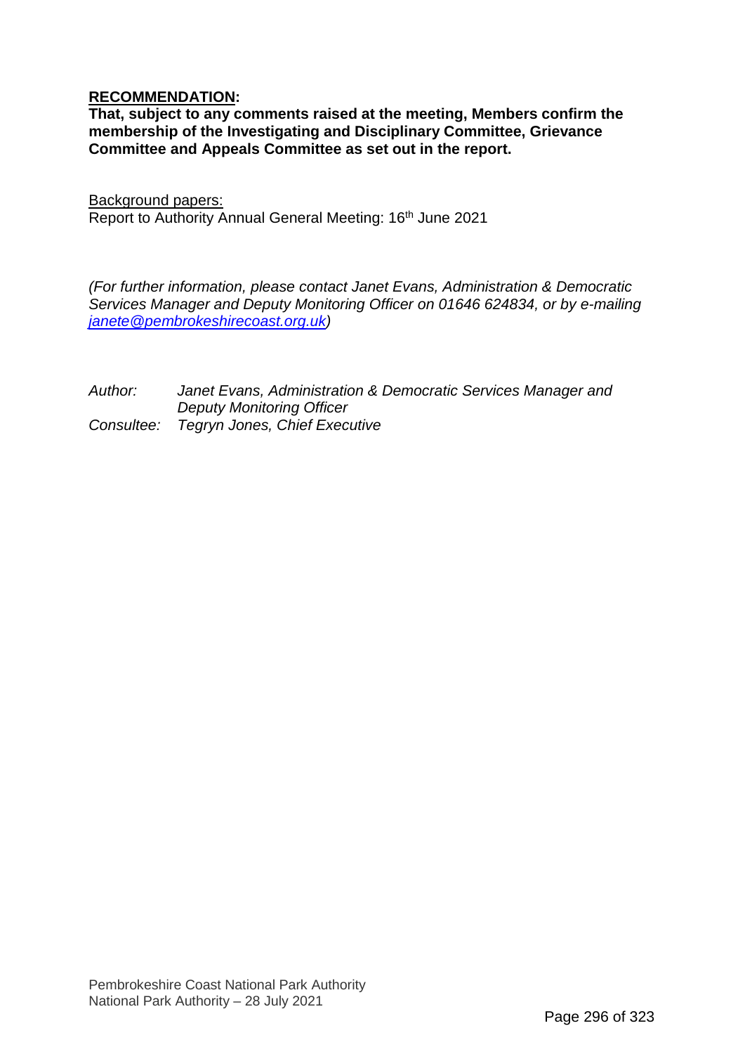**<u>RECOMMENDATION</u>:**
**That, subject to any comments raised at the meeting, Members confirm the membership of the Investigating and Disciplinary Committee, Grievance Committee and Appeals Committee as set out in the report.**

<u>Background papers:</u>
Report to Authority Annual General Meeting: 16th June 2021

*(For further information, please contact Janet Evans, Administration & Democratic Services Manager and Deputy Monitoring Officer on 01646 624834, or by e-mailing [janete@pembrokeshirecoast.org.uk](mailto:janete@pembrokeshirecoast.org.uk))*

*Author: Janet Evans, Administration & Democratic Services Manager and Deputy Monitoring Officer*
*Consultee: Tegryn Jones, Chief Executive*